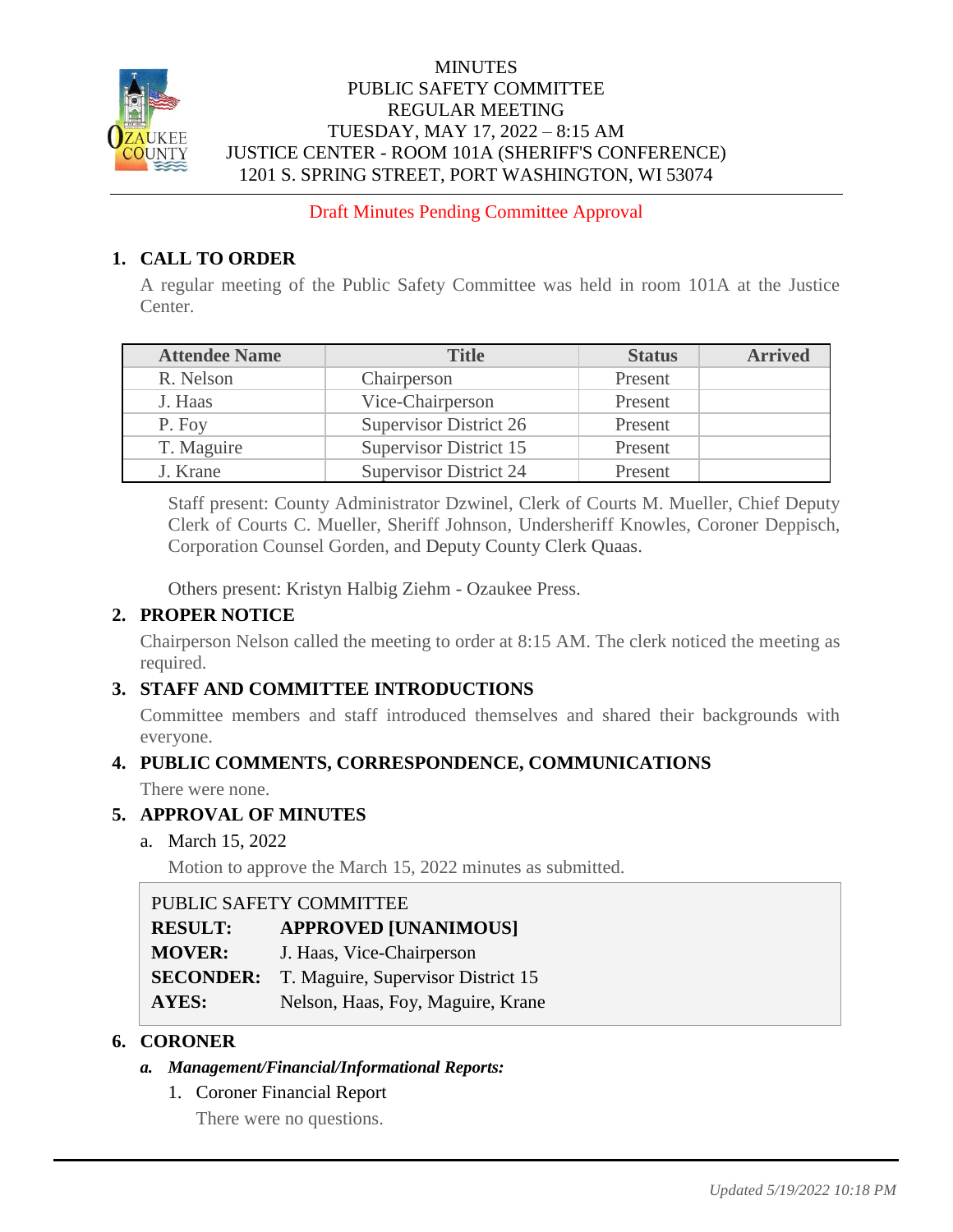MINUTES
PUBLIC SAFETY COMMITTEE
REGULAR MEETING
TUESDAY, MAY 17, 2022 – 8:15 AM
JUSTICE CENTER - ROOM 101A (SHERIFF'S CONFERENCE)
1201 S. SPRING STREET, PORT WASHINGTON, WI 53074

Draft Minutes Pending Committee Approval

## 1. CALL TO ORDER

A regular meeting of the Public Safety Committee was held in room 101A at the Justice Center.

| Attendee Name | Title | Status | Arrived |
|---|---|---|---|
| R. Nelson | Chairperson | Present | |
| J. Haas | Vice-Chairperson | Present | |
| P. Foy | Supervisor District 26 | Present | |
| T. Maguire | Supervisor District 15 | Present | |
| J. Krane | Supervisor District 24 | Present | |

Staff present: County Administrator Dzwinel, Clerk of Courts M. Mueller, Chief Deputy Clerk of Courts C. Mueller, Sheriff Johnson, Undersheriff Knowles, Coroner Deppisch, Corporation Counsel Gorden, and Deputy County Clerk Quaas.

Others present: Kristyn Halbig Ziehm - Ozaukee Press.

## 2. PROPER NOTICE

Chairperson Nelson called the meeting to order at 8:15 AM. The clerk noticed the meeting as required.

## 3. STAFF AND COMMITTEE INTRODUCTIONS

Committee members and staff introduced themselves and shared their backgrounds with everyone.

## 4. PUBLIC COMMENTS, CORRESPONDENCE, COMMUNICATIONS

There were none.

## 5. APPROVAL OF MINUTES

a. March 15, 2022

Motion to approve the March 15, 2022 minutes as submitted.

PUBLIC SAFETY COMMITTEE
**RESULT:** **APPROVED [UNANIMOUS]**
**MOVER:** J. Haas, Vice-Chairperson
**SECONDER:** T. Maguire, Supervisor District 15
**AYES:** Nelson, Haas, Foy, Maguire, Krane

## 6. CORONER

***a. Management/Financial/Informational Reports:***

1. Coroner Financial Report

   There were no questions.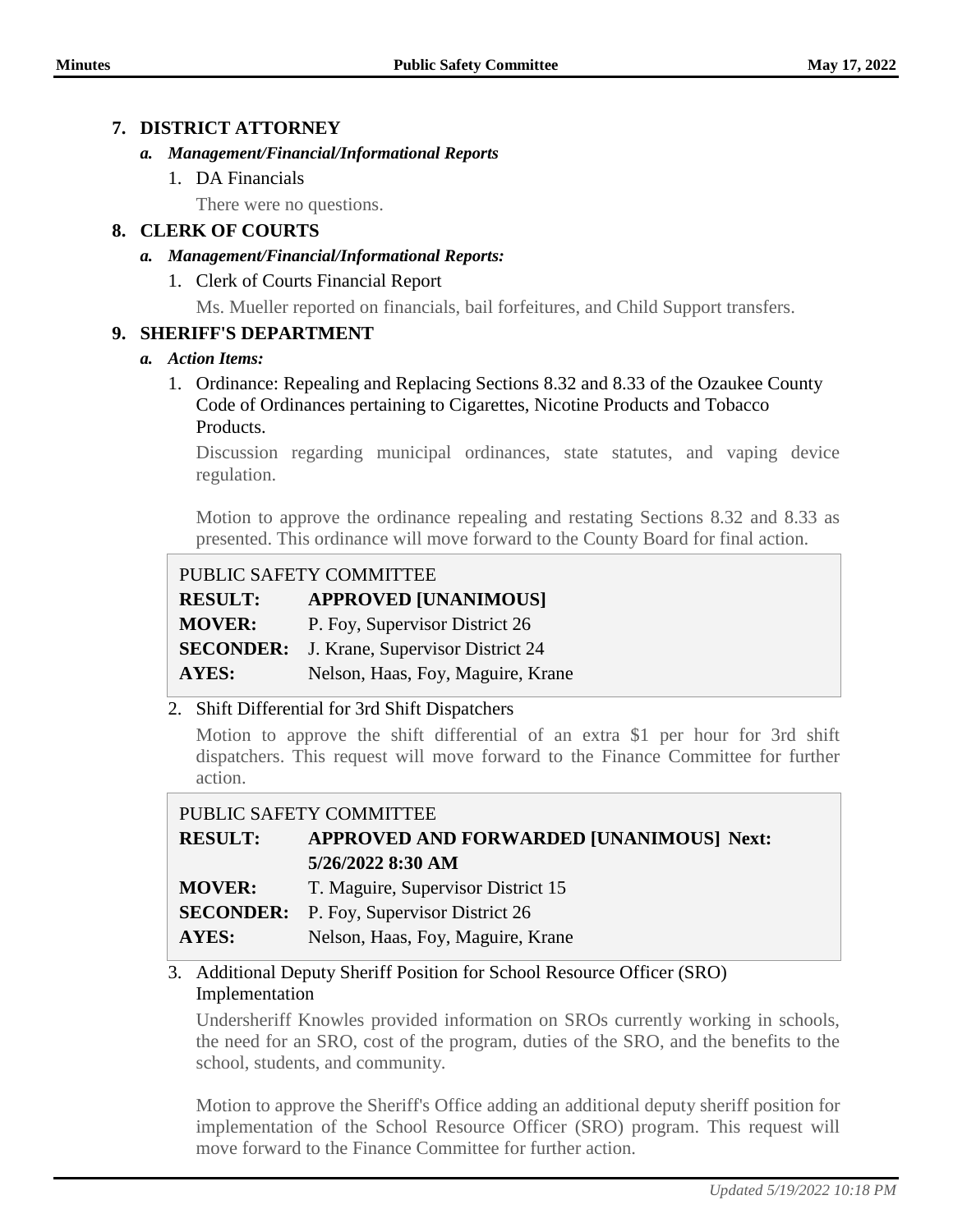## 7. DISTRICT ATTORNEY

### *a. Management/Financial/Informational Reports*

1. DA Financials

   There were no questions.

## 8. CLERK OF COURTS

### *a. Management/Financial/Informational Reports:*

1. Clerk of Courts Financial Report

   Ms. Mueller reported on financials, bail forfeitures, and Child Support transfers.

## 9. SHERIFF'S DEPARTMENT

### *a. Action Items:*

1. Ordinance: Repealing and Replacing Sections 8.32 and 8.33 of the Ozaukee County Code of Ordinances pertaining to Cigarettes, Nicotine Products and Tobacco Products.

   Discussion regarding municipal ordinances, state statutes, and vaping device regulation.

   Motion to approve the ordinance repealing and restating Sections 8.32 and 8.33 as presented. This ordinance will move forward to the County Board for final action.

   PUBLIC SAFETY COMMITTEE

   | | |
   |---|---|
   | **RESULT:** | **APPROVED [UNANIMOUS]** |
   | **MOVER:** | P. Foy, Supervisor District 26 |
   | **SECONDER:** | J. Krane, Supervisor District 24 |
   | **AYES:** | Nelson, Haas, Foy, Maguire, Krane |

2. Shift Differential for 3rd Shift Dispatchers

   Motion to approve the shift differential of an extra $1 per hour for 3rd shift dispatchers. This request will move forward to the Finance Committee for further action.

   PUBLIC SAFETY COMMITTEE

   | | |
   |---|---|
   | **RESULT:** | **APPROVED AND FORWARDED [UNANIMOUS] Next: 5/26/2022 8:30 AM** |
   | **MOVER:** | T. Maguire, Supervisor District 15 |
   | **SECONDER:** | P. Foy, Supervisor District 26 |
   | **AYES:** | Nelson, Haas, Foy, Maguire, Krane |

3. Additional Deputy Sheriff Position for School Resource Officer (SRO) Implementation

   Undersheriff Knowles provided information on SROs currently working in schools, the need for an SRO, cost of the program, duties of the SRO, and the benefits to the school, students, and community.

   Motion to approve the Sheriff's Office adding an additional deputy sheriff position for implementation of the School Resource Officer (SRO) program. This request will move forward to the Finance Committee for further action.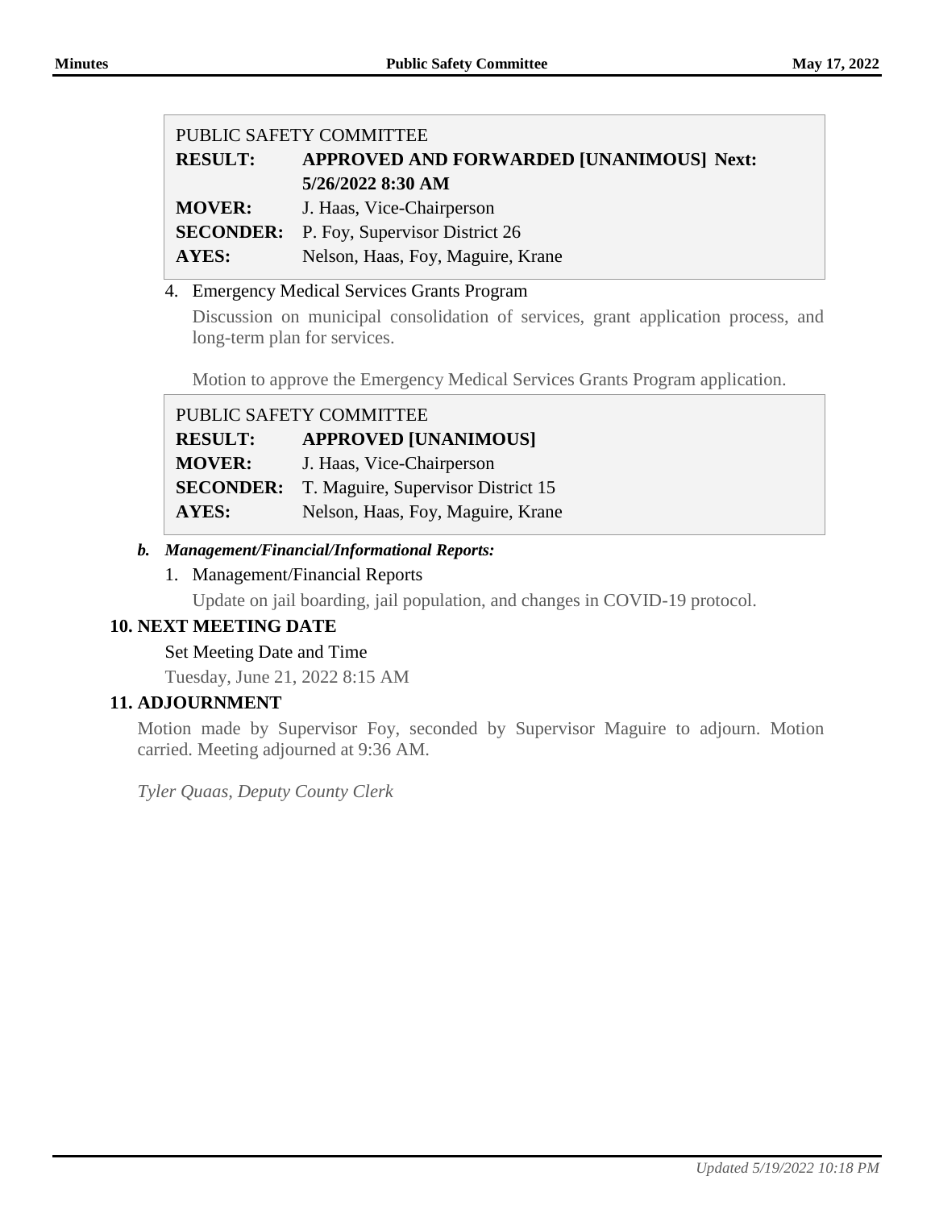| PUBLIC SAFETY COMMITTEE | |
|---|---|
| **RESULT:** | **APPROVED AND FORWARDED [UNANIMOUS] Next: 5/26/2022 8:30 AM** |
| **MOVER:** | J. Haas, Vice-Chairperson |
| **SECONDER:** | P. Foy, Supervisor District 26 |
| **AYES:** | Nelson, Haas, Foy, Maguire, Krane |

4. Emergency Medical Services Grants Program

   Discussion on municipal consolidation of services, grant application process, and long-term plan for services.

   Motion to approve the Emergency Medical Services Grants Program application.

| PUBLIC SAFETY COMMITTEE | |
|---|---|
| **RESULT:** | **APPROVED [UNANIMOUS]** |
| **MOVER:** | J. Haas, Vice-Chairperson |
| **SECONDER:** | T. Maguire, Supervisor District 15 |
| **AYES:** | Nelson, Haas, Foy, Maguire, Krane |

***b. Management/Financial/Informational Reports:***

1. Management/Financial Reports

   Update on jail boarding, jail population, and changes in COVID-19 protocol.

## 10. NEXT MEETING DATE

Set Meeting Date and Time

Tuesday, June 21, 2022 8:15 AM

## 11. ADJOURNMENT

Motion made by Supervisor Foy, seconded by Supervisor Maguire to adjourn. Motion carried. Meeting adjourned at 9:36 AM.

*Tyler Quaas, Deputy County Clerk*